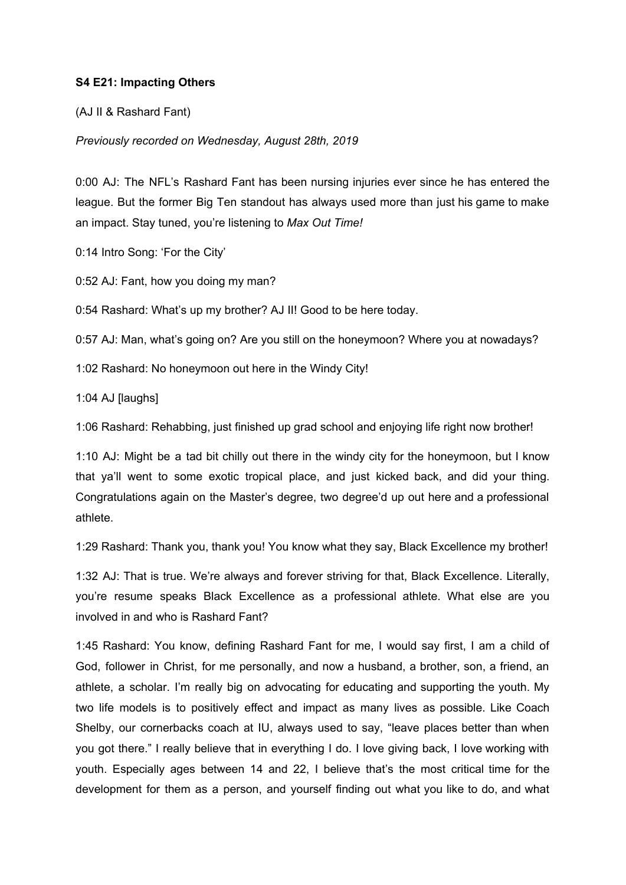**S4 E21: Impacting Others**

(AJ II & Rashard Fant)

*Previously recorded on Wednesday, August 28th, 2019*

0:00 AJ: The NFL's Rashard Fant has been nursing injuries ever since he has entered the league. But the former Big Ten standout has always used more than just his game to make an impact. Stay tuned, you're listening to *Max Out Time!*

0:14 Intro Song: 'For the City'

0:52 AJ: Fant, how you doing my man?

0:54 Rashard: What's up my brother? AJ II! Good to be here today.

0:57 AJ: Man, what's going on? Are you still on the honeymoon? Where you at nowadays?

1:02 Rashard: No honeymoon out here in the Windy City!

1:04 AJ [laughs]

1:06 Rashard: Rehabbing, just finished up grad school and enjoying life right now brother!

1:10 AJ: Might be a tad bit chilly out there in the windy city for the honeymoon, but I know that ya'll went to some exotic tropical place, and just kicked back, and did your thing. Congratulations again on the Master's degree, two degree'd up out here and a professional athlete.

1:29 Rashard: Thank you, thank you! You know what they say, Black Excellence my brother!

1:32 AJ: That is true. We're always and forever striving for that, Black Excellence. Literally, you're resume speaks Black Excellence as a professional athlete. What else are you involved in and who is Rashard Fant?

1:45 Rashard: You know, defining Rashard Fant for me, I would say first, I am a child of God, follower in Christ, for me personally, and now a husband, a brother, son, a friend, an athlete, a scholar. I'm really big on advocating for educating and supporting the youth. My two life models is to positively effect and impact as many lives as possible. Like Coach Shelby, our cornerbacks coach at IU, always used to say, "leave places better than when you got there." I really believe that in everything I do. I love giving back, I love working with youth. Especially ages between 14 and 22, I believe that's the most critical time for the development for them as a person, and yourself finding out what you like to do, and what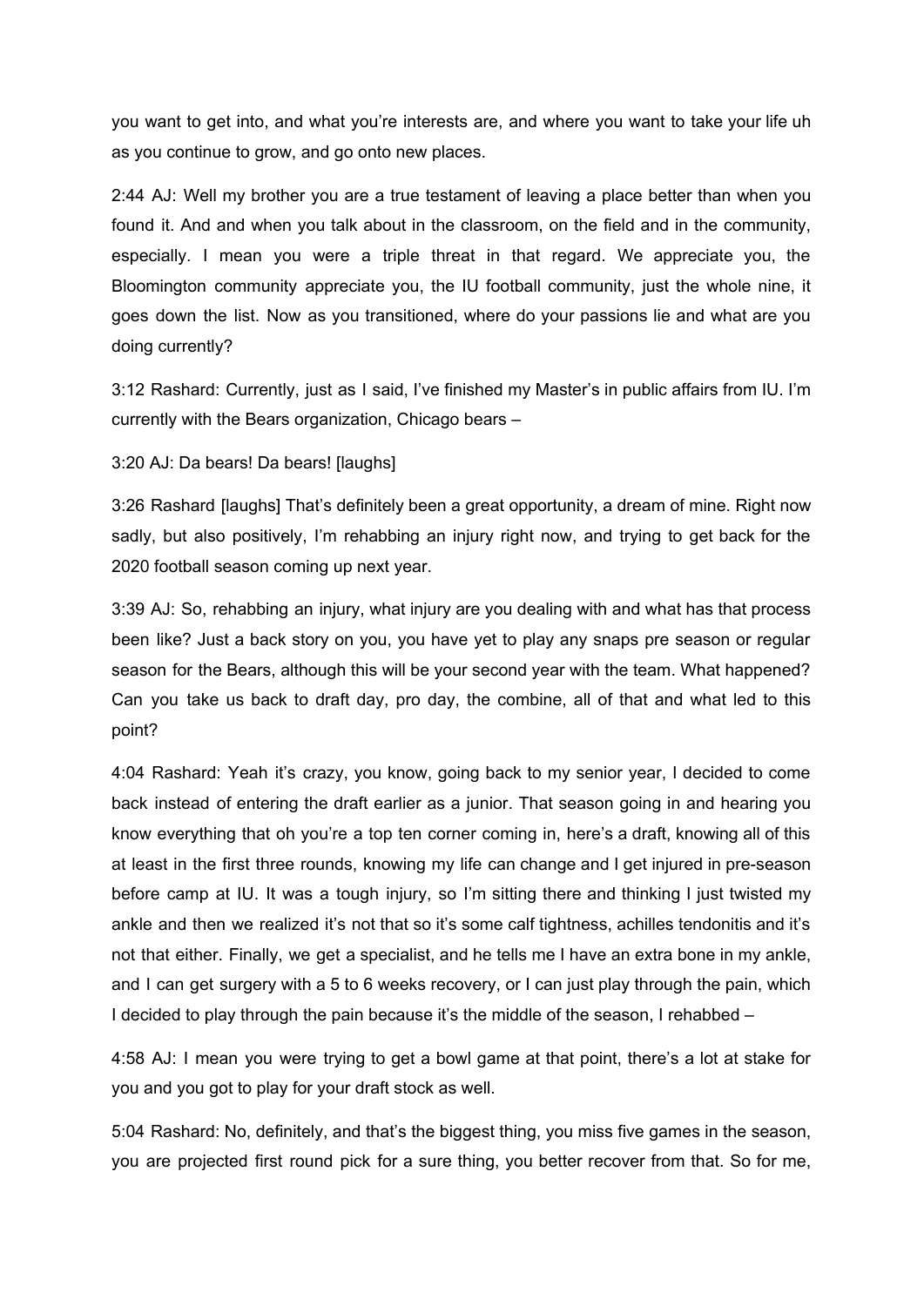you want to get into, and what you're interests are, and where you want to take your life uh as you continue to grow, and go onto new places.

2:44 AJ: Well my brother you are a true testament of leaving a place better than when you found it. And and when you talk about in the classroom, on the field and in the community, especially. I mean you were a triple threat in that regard. We appreciate you, the Bloomington community appreciate you, the IU football community, just the whole nine, it goes down the list. Now as you transitioned, where do your passions lie and what are you doing currently?

3:12 Rashard: Currently, just as I said, I've finished my Master's in public affairs from IU. I'm currently with the Bears organization, Chicago bears –

3:20 AJ: Da bears! Da bears! [laughs]

3:26 Rashard [laughs] That's definitely been a great opportunity, a dream of mine. Right now sadly, but also positively, I'm rehabbing an injury right now, and trying to get back for the 2020 football season coming up next year.

3:39 AJ: So, rehabbing an injury, what injury are you dealing with and what has that process been like? Just a back story on you, you have yet to play any snaps pre season or regular season for the Bears, although this will be your second year with the team. What happened? Can you take us back to draft day, pro day, the combine, all of that and what led to this point?

4:04 Rashard: Yeah it's crazy, you know, going back to my senior year, I decided to come back instead of entering the draft earlier as a junior. That season going in and hearing you know everything that oh you're a top ten corner coming in, here's a draft, knowing all of this at least in the first three rounds, knowing my life can change and I get injured in pre-season before camp at IU. It was a tough injury, so I'm sitting there and thinking I just twisted my ankle and then we realized it's not that so it's some calf tightness, achilles tendonitis and it's not that either. Finally, we get a specialist, and he tells me I have an extra bone in my ankle, and I can get surgery with a 5 to 6 weeks recovery, or I can just play through the pain, which I decided to play through the pain because it's the middle of the season, I rehabbed –

4:58 AJ: I mean you were trying to get a bowl game at that point, there's a lot at stake for you and you got to play for your draft stock as well.

5:04 Rashard: No, definitely, and that's the biggest thing, you miss five games in the season, you are projected first round pick for a sure thing, you better recover from that. So for me,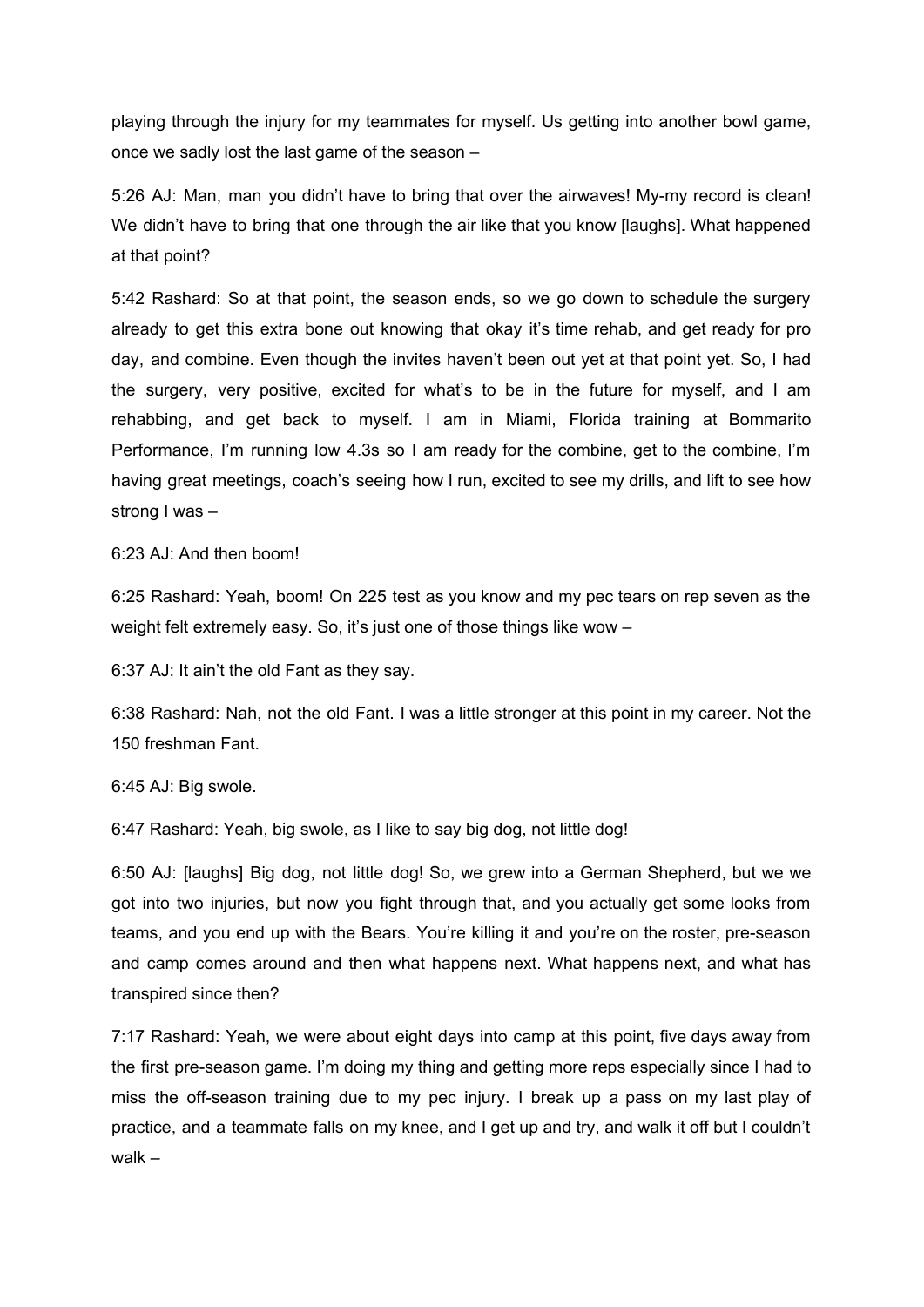playing through the injury for my teammates for myself. Us getting into another bowl game, once we sadly lost the last game of the season –

5:26 AJ: Man, man you didn't have to bring that over the airwaves! My-my record is clean! We didn't have to bring that one through the air like that you know [laughs]. What happened at that point?

5:42 Rashard: So at that point, the season ends, so we go down to schedule the surgery already to get this extra bone out knowing that okay it's time rehab, and get ready for pro day, and combine. Even though the invites haven't been out yet at that point yet. So, I had the surgery, very positive, excited for what's to be in the future for myself, and I am rehabbing, and get back to myself. I am in Miami, Florida training at Bommarito Performance, I'm running low 4.3s so I am ready for the combine, get to the combine, I'm having great meetings, coach's seeing how I run, excited to see my drills, and lift to see how strong I was –

6:23 AJ: And then boom!

6:25 Rashard: Yeah, boom! On 225 test as you know and my pec tears on rep seven as the weight felt extremely easy. So, it's just one of those things like wow –

6:37 AJ: It ain't the old Fant as they say.

6:38 Rashard: Nah, not the old Fant. I was a little stronger at this point in my career. Not the 150 freshman Fant.

6:45 AJ: Big swole.

6:47 Rashard: Yeah, big swole, as I like to say big dog, not little dog!

6:50 AJ: [laughs] Big dog, not little dog! So, we grew into a German Shepherd, but we we got into two injuries, but now you fight through that, and you actually get some looks from teams, and you end up with the Bears. You're killing it and you're on the roster, pre-season and camp comes around and then what happens next. What happens next, and what has transpired since then?

7:17 Rashard: Yeah, we were about eight days into camp at this point, five days away from the first pre-season game. I'm doing my thing and getting more reps especially since I had to miss the off-season training due to my pec injury. I break up a pass on my last play of practice, and a teammate falls on my knee, and I get up and try, and walk it off but I couldn't walk –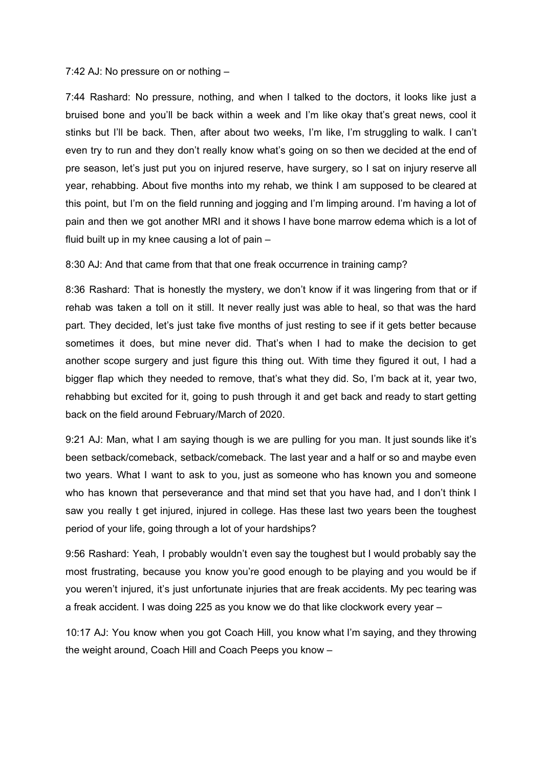7:42 AJ: No pressure on or nothing –

7:44 Rashard: No pressure, nothing, and when I talked to the doctors, it looks like just a bruised bone and you'll be back within a week and I'm like okay that's great news, cool it stinks but I'll be back. Then, after about two weeks, I'm like, I'm struggling to walk. I can't even try to run and they don't really know what's going on so then we decided at the end of pre season, let's just put you on injured reserve, have surgery, so I sat on injury reserve all year, rehabbing. About five months into my rehab, we think I am supposed to be cleared at this point, but I'm on the field running and jogging and I'm limping around. I'm having a lot of pain and then we got another MRI and it shows I have bone marrow edema which is a lot of fluid built up in my knee causing a lot of pain –

8:30 AJ: And that came from that that one freak occurrence in training camp?

8:36 Rashard: That is honestly the mystery, we don't know if it was lingering from that or if rehab was taken a toll on it still. It never really just was able to heal, so that was the hard part. They decided, let's just take five months of just resting to see if it gets better because sometimes it does, but mine never did. That's when I had to make the decision to get another scope surgery and just figure this thing out. With time they figured it out, I had a bigger flap which they needed to remove, that's what they did. So, I'm back at it, year two, rehabbing but excited for it, going to push through it and get back and ready to start getting back on the field around February/March of 2020.

9:21 AJ: Man, what I am saying though is we are pulling for you man. It just sounds like it's been setback/comeback, setback/comeback. The last year and a half or so and maybe even two years. What I want to ask to you, just as someone who has known you and someone who has known that perseverance and that mind set that you have had, and I don't think I saw you really t get injured, injured in college. Has these last two years been the toughest period of your life, going through a lot of your hardships?

9:56 Rashard: Yeah, I probably wouldn't even say the toughest but I would probably say the most frustrating, because you know you're good enough to be playing and you would be if you weren't injured, it's just unfortunate injuries that are freak accidents. My pec tearing was a freak accident. I was doing 225 as you know we do that like clockwork every year –

10:17 AJ: You know when you got Coach Hill, you know what I'm saying, and they throwing the weight around, Coach Hill and Coach Peeps you know –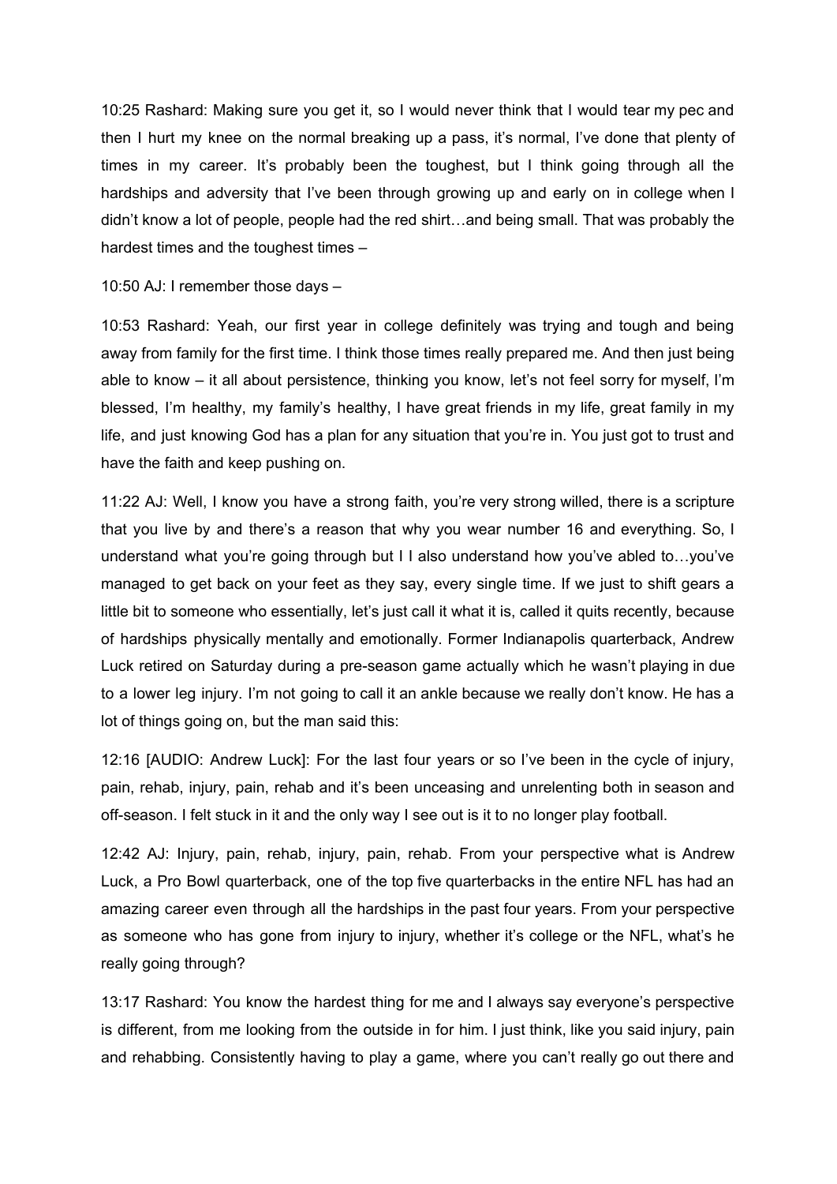10:25 Rashard: Making sure you get it, so I would never think that I would tear my pec and then I hurt my knee on the normal breaking up a pass, it's normal, I've done that plenty of times in my career. It's probably been the toughest, but I think going through all the hardships and adversity that I've been through growing up and early on in college when I didn't know a lot of people, people had the red shirt…and being small. That was probably the hardest times and the toughest times –

10:50 AJ: I remember those days –

10:53 Rashard: Yeah, our first year in college definitely was trying and tough and being away from family for the first time. I think those times really prepared me. And then just being able to know – it all about persistence, thinking you know, let's not feel sorry for myself, I'm blessed, I'm healthy, my family's healthy, I have great friends in my life, great family in my life, and just knowing God has a plan for any situation that you're in. You just got to trust and have the faith and keep pushing on.

11:22 AJ: Well, I know you have a strong faith, you're very strong willed, there is a scripture that you live by and there's a reason that why you wear number 16 and everything. So, I understand what you're going through but I I also understand how you've abled to…you've managed to get back on your feet as they say, every single time. If we just to shift gears a little bit to someone who essentially, let's just call it what it is, called it quits recently, because of hardships physically mentally and emotionally. Former Indianapolis quarterback, Andrew Luck retired on Saturday during a pre-season game actually which he wasn't playing in due to a lower leg injury. I'm not going to call it an ankle because we really don't know. He has a lot of things going on, but the man said this:

12:16 [AUDIO: Andrew Luck]: For the last four years or so I've been in the cycle of injury, pain, rehab, injury, pain, rehab and it's been unceasing and unrelenting both in season and off-season. I felt stuck in it and the only way I see out is it to no longer play football.

12:42 AJ: Injury, pain, rehab, injury, pain, rehab. From your perspective what is Andrew Luck, a Pro Bowl quarterback, one of the top five quarterbacks in the entire NFL has had an amazing career even through all the hardships in the past four years. From your perspective as someone who has gone from injury to injury, whether it's college or the NFL, what's he really going through?

13:17 Rashard: You know the hardest thing for me and I always say everyone's perspective is different, from me looking from the outside in for him. I just think, like you said injury, pain and rehabbing. Consistently having to play a game, where you can't really go out there and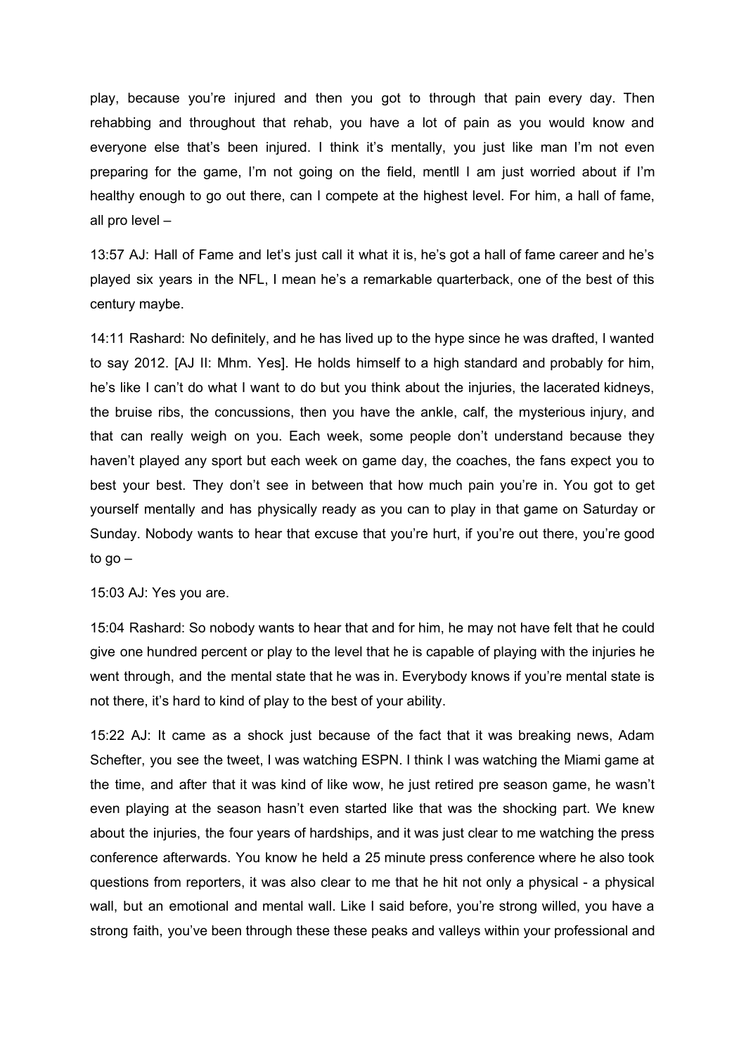play, because you're injured and then you got to through that pain every day. Then rehabbing and throughout that rehab, you have a lot of pain as you would know and everyone else that's been injured. I think it's mentally, you just like man I'm not even preparing for the game, I'm not going on the field, mentll I am just worried about if I'm healthy enough to go out there, can I compete at the highest level. For him, a hall of fame, all pro level –

13:57 AJ: Hall of Fame and let's just call it what it is, he's got a hall of fame career and he's played six years in the NFL, I mean he's a remarkable quarterback, one of the best of this century maybe.

14:11 Rashard: No definitely, and he has lived up to the hype since he was drafted, I wanted to say 2012. [AJ II: Mhm. Yes]. He holds himself to a high standard and probably for him, he's like I can't do what I want to do but you think about the injuries, the lacerated kidneys, the bruise ribs, the concussions, then you have the ankle, calf, the mysterious injury, and that can really weigh on you. Each week, some people don't understand because they haven't played any sport but each week on game day, the coaches, the fans expect you to best your best. They don't see in between that how much pain you're in. You got to get yourself mentally and has physically ready as you can to play in that game on Saturday or Sunday. Nobody wants to hear that excuse that you're hurt, if you're out there, you're good to go –

15:03 AJ: Yes you are.

15:04 Rashard: So nobody wants to hear that and for him, he may not have felt that he could give one hundred percent or play to the level that he is capable of playing with the injuries he went through, and the mental state that he was in. Everybody knows if you're mental state is not there, it's hard to kind of play to the best of your ability.

15:22 AJ: It came as a shock just because of the fact that it was breaking news, Adam Schefter, you see the tweet, I was watching ESPN. I think I was watching the Miami game at the time, and after that it was kind of like wow, he just retired pre season game, he wasn't even playing at the season hasn't even started like that was the shocking part. We knew about the injuries, the four years of hardships, and it was just clear to me watching the press conference afterwards. You know he held a 25 minute press conference where he also took questions from reporters, it was also clear to me that he hit not only a physical - a physical wall, but an emotional and mental wall. Like I said before, you're strong willed, you have a strong faith, you've been through these these peaks and valleys within your professional and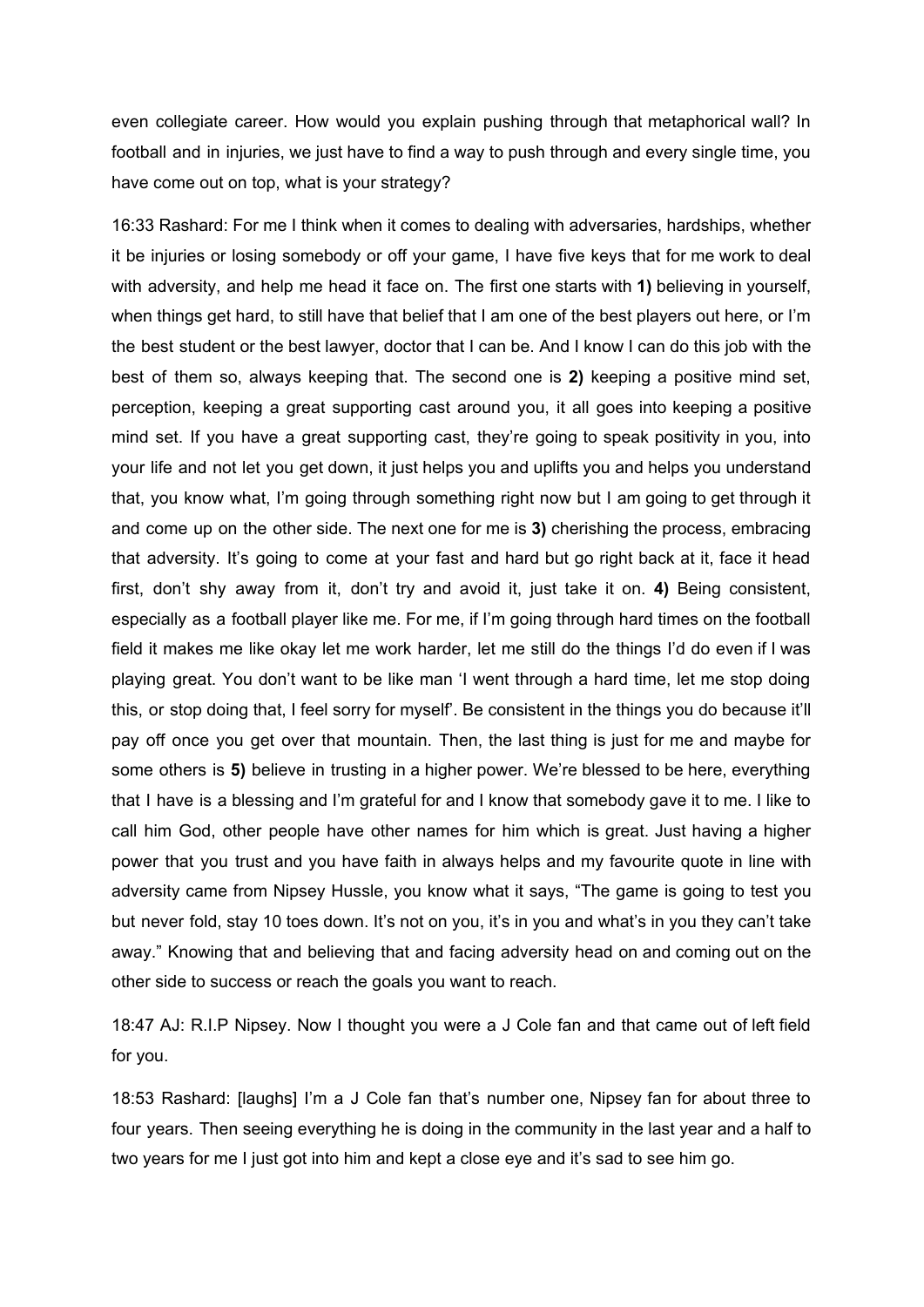even collegiate career. How would you explain pushing through that metaphorical wall? In football and in injuries, we just have to find a way to push through and every single time, you have come out on top, what is your strategy?

16:33 Rashard: For me I think when it comes to dealing with adversaries, hardships, whether it be injuries or losing somebody or off your game, I have five keys that for me work to deal with adversity, and help me head it face on. The first one starts with **1)** believing in yourself, when things get hard, to still have that belief that I am one of the best players out here, or I'm the best student or the best lawyer, doctor that I can be. And I know I can do this job with the best of them so, always keeping that. The second one is **2)** keeping a positive mind set, perception, keeping a great supporting cast around you, it all goes into keeping a positive mind set. If you have a great supporting cast, they're going to speak positivity in you, into your life and not let you get down, it just helps you and uplifts you and helps you understand that, you know what, I'm going through something right now but I am going to get through it and come up on the other side. The next one for me is **3)** cherishing the process, embracing that adversity. It's going to come at your fast and hard but go right back at it, face it head first, don't shy away from it, don't try and avoid it, just take it on. **4)** Being consistent, especially as a football player like me. For me, if I'm going through hard times on the football field it makes me like okay let me work harder, let me still do the things I'd do even if I was playing great. You don't want to be like man 'I went through a hard time, let me stop doing this, or stop doing that, I feel sorry for myself'. Be consistent in the things you do because it'll pay off once you get over that mountain. Then, the last thing is just for me and maybe for some others is **5)** believe in trusting in a higher power. We're blessed to be here, everything that I have is a blessing and I'm grateful for and I know that somebody gave it to me. I like to call him God, other people have other names for him which is great. Just having a higher power that you trust and you have faith in always helps and my favourite quote in line with adversity came from Nipsey Hussle, you know what it says, "The game is going to test you but never fold, stay 10 toes down. It's not on you, it's in you and what's in you they can't take away." Knowing that and believing that and facing adversity head on and coming out on the other side to success or reach the goals you want to reach.

18:47 AJ: R.I.P Nipsey. Now I thought you were a J Cole fan and that came out of left field for you.

18:53 Rashard: [laughs] I'm a J Cole fan that's number one, Nipsey fan for about three to four years. Then seeing everything he is doing in the community in the last year and a half to two years for me I just got into him and kept a close eye and it's sad to see him go.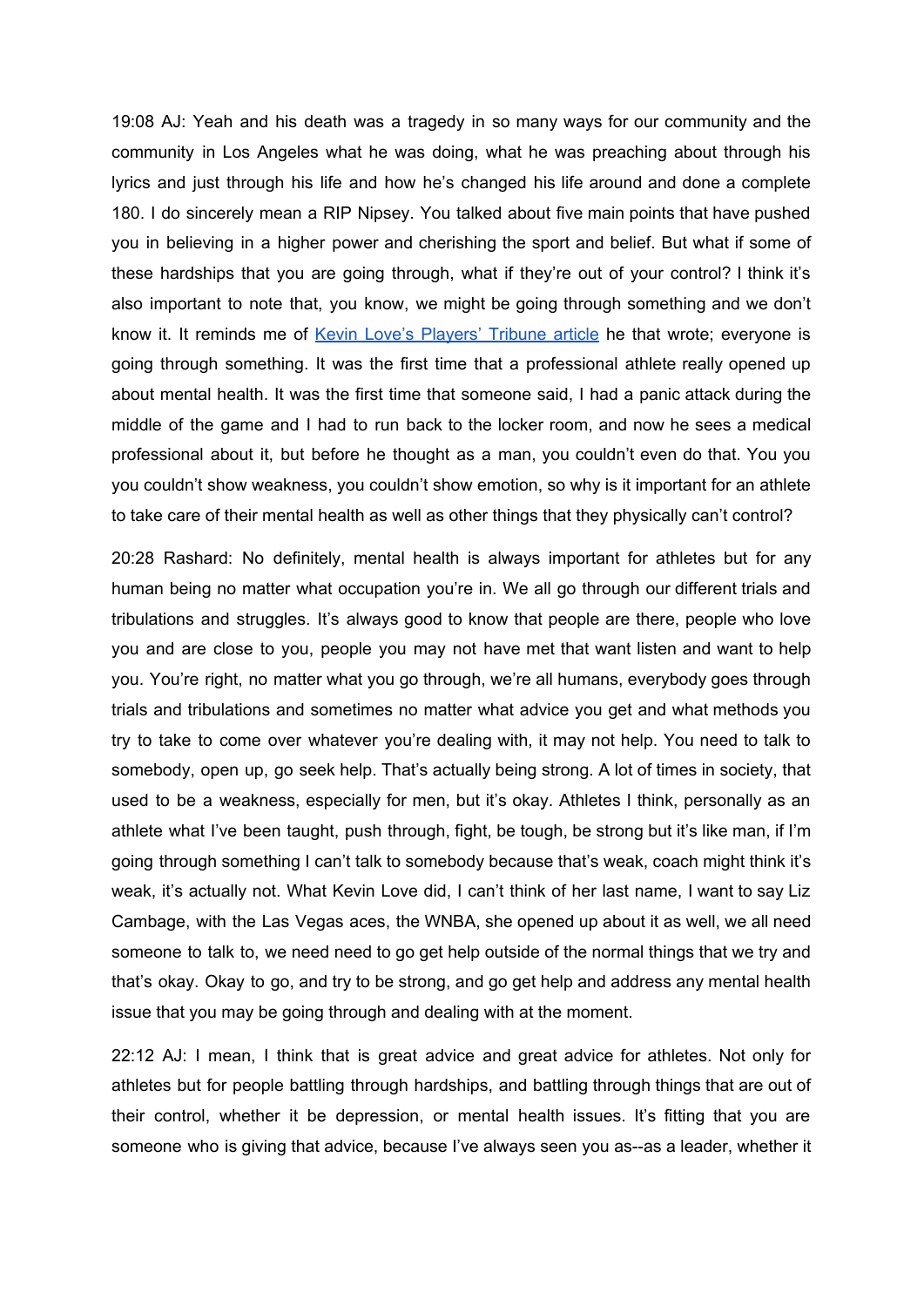19:08 AJ: Yeah and his death was a tragedy in so many ways for our community and the community in Los Angeles what he was doing, what he was preaching about through his lyrics and just through his life and how he's changed his life around and done a complete 180. I do sincerely mean a RIP Nipsey. You talked about five main points that have pushed you in believing in a higher power and cherishing the sport and belief. But what if some of these hardships that you are going through, what if they're out of your control? I think it's also important to note that, you know, we might be going through something and we don't know it. It reminds me of [Kevin Love's Players' Tribune article]() he that wrote; everyone is going through something. It was the first time that a professional athlete really opened up about mental health. It was the first time that someone said, I had a panic attack during the middle of the game and I had to run back to the locker room, and now he sees a medical professional about it, but before he thought as a man, you couldn't even do that. You you you couldn't show weakness, you couldn't show emotion, so why is it important for an athlete to take care of their mental health as well as other things that they physically can't control?

20:28 Rashard: No definitely, mental health is always important for athletes but for any human being no matter what occupation you're in. We all go through our different trials and tribulations and struggles. It's always good to know that people are there, people who love you and are close to you, people you may not have met that want listen and want to help you. You're right, no matter what you go through, we're all humans, everybody goes through trials and tribulations and sometimes no matter what advice you get and what methods you try to take to come over whatever you're dealing with, it may not help. You need to talk to somebody, open up, go seek help. That's actually being strong. A lot of times in society, that used to be a weakness, especially for men, but it's okay. Athletes I think, personally as an athlete what I've been taught, push through, fight, be tough, be strong but it's like man, if I'm going through something I can't talk to somebody because that's weak, coach might think it's weak, it's actually not. What Kevin Love did, I can't think of her last name, I want to say Liz Cambage, with the Las Vegas aces, the WNBA, she opened up about it as well, we all need someone to talk to, we need need to go get help outside of the normal things that we try and that's okay. Okay to go, and try to be strong, and go get help and address any mental health issue that you may be going through and dealing with at the moment.

22:12 AJ: I mean, I think that is great advice and great advice for athletes. Not only for athletes but for people battling through hardships, and battling through things that are out of their control, whether it be depression, or mental health issues. It's fitting that you are someone who is giving that advice, because I've always seen you as--as a leader, whether it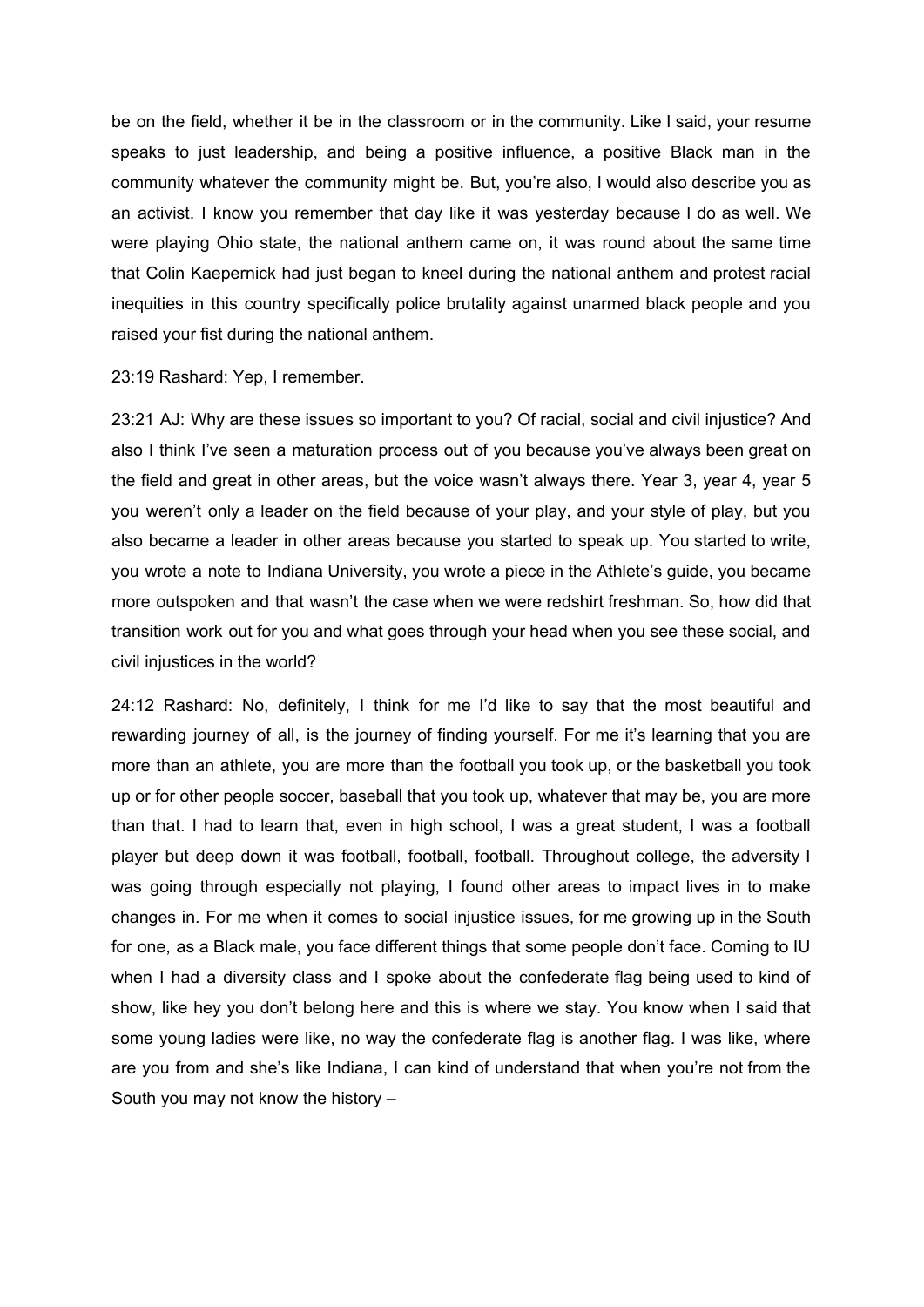be on the field, whether it be in the classroom or in the community. Like I said, your resume speaks to just leadership, and being a positive influence, a positive Black man in the community whatever the community might be. But, you're also, I would also describe you as an activist. I know you remember that day like it was yesterday because I do as well. We were playing Ohio state, the national anthem came on, it was round about the same time that Colin Kaepernick had just began to kneel during the national anthem and protest racial inequities in this country specifically police brutality against unarmed black people and you raised your fist during the national anthem.

23:19 Rashard: Yep, I remember.

23:21 AJ: Why are these issues so important to you? Of racial, social and civil injustice? And also I think I've seen a maturation process out of you because you've always been great on the field and great in other areas, but the voice wasn't always there. Year 3, year 4, year 5 you weren't only a leader on the field because of your play, and your style of play, but you also became a leader in other areas because you started to speak up. You started to write, you wrote a note to Indiana University, you wrote a piece in the Athlete's guide, you became more outspoken and that wasn't the case when we were redshirt freshman. So, how did that transition work out for you and what goes through your head when you see these social, and civil injustices in the world?

24:12 Rashard: No, definitely, I think for me I'd like to say that the most beautiful and rewarding journey of all, is the journey of finding yourself. For me it's learning that you are more than an athlete, you are more than the football you took up, or the basketball you took up or for other people soccer, baseball that you took up, whatever that may be, you are more than that. I had to learn that, even in high school, I was a great student, I was a football player but deep down it was football, football, football. Throughout college, the adversity I was going through especially not playing, I found other areas to impact lives in to make changes in. For me when it comes to social injustice issues, for me growing up in the South for one, as a Black male, you face different things that some people don't face. Coming to IU when I had a diversity class and I spoke about the confederate flag being used to kind of show, like hey you don't belong here and this is where we stay. You know when I said that some young ladies were like, no way the confederate flag is another flag. I was like, where are you from and she's like Indiana, I can kind of understand that when you're not from the South you may not know the history –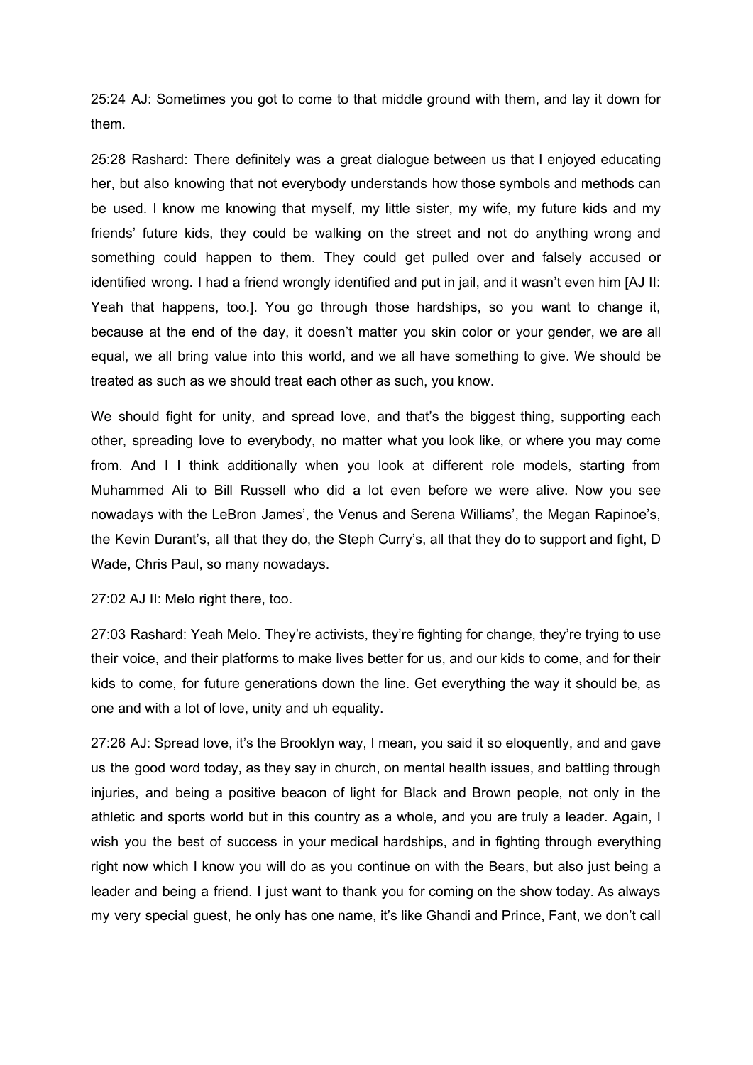25:24 AJ: Sometimes you got to come to that middle ground with them, and lay it down for them.

25:28 Rashard: There definitely was a great dialogue between us that I enjoyed educating her, but also knowing that not everybody understands how those symbols and methods can be used. I know me knowing that myself, my little sister, my wife, my future kids and my friends' future kids, they could be walking on the street and not do anything wrong and something could happen to them. They could get pulled over and falsely accused or identified wrong. I had a friend wrongly identified and put in jail, and it wasn't even him [AJ II: Yeah that happens, too.]. You go through those hardships, so you want to change it, because at the end of the day, it doesn't matter you skin color or your gender, we are all equal, we all bring value into this world, and we all have something to give. We should be treated as such as we should treat each other as such, you know.

We should fight for unity, and spread love, and that's the biggest thing, supporting each other, spreading love to everybody, no matter what you look like, or where you may come from. And I I think additionally when you look at different role models, starting from Muhammed Ali to Bill Russell who did a lot even before we were alive. Now you see nowadays with the LeBron James', the Venus and Serena Williams', the Megan Rapinoe's, the Kevin Durant's, all that they do, the Steph Curry's, all that they do to support and fight, D Wade, Chris Paul, so many nowadays.

27:02 AJ II: Melo right there, too.

27:03 Rashard: Yeah Melo. They're activists, they're fighting for change, they're trying to use their voice, and their platforms to make lives better for us, and our kids to come, and for their kids to come, for future generations down the line. Get everything the way it should be, as one and with a lot of love, unity and uh equality.

27:26 AJ: Spread love, it's the Brooklyn way, I mean, you said it so eloquently, and and gave us the good word today, as they say in church, on mental health issues, and battling through injuries, and being a positive beacon of light for Black and Brown people, not only in the athletic and sports world but in this country as a whole, and you are truly a leader. Again, I wish you the best of success in your medical hardships, and in fighting through everything right now which I know you will do as you continue on with the Bears, but also just being a leader and being a friend. I just want to thank you for coming on the show today. As always my very special guest, he only has one name, it's like Ghandi and Prince, Fant, we don't call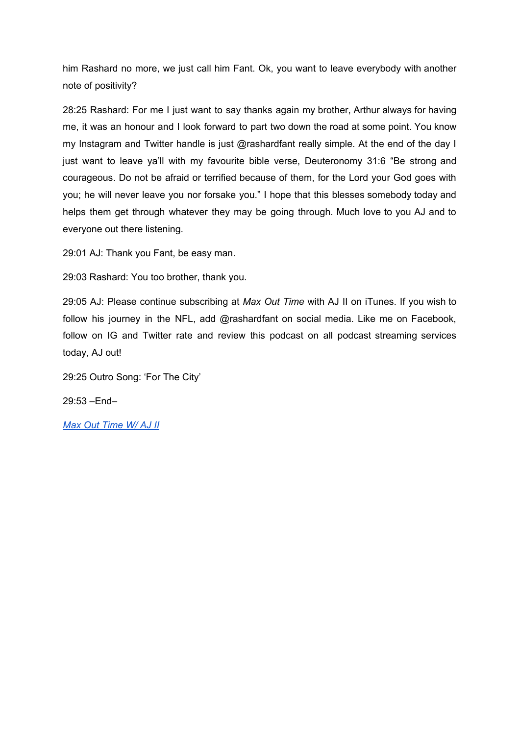him Rashard no more, we just call him Fant. Ok, you want to leave everybody with another note of positivity?

28:25 Rashard: For me I just want to say thanks again my brother, Arthur always for having me, it was an honour and I look forward to part two down the road at some point. You know my Instagram and Twitter handle is just @rashardfant really simple. At the end of the day I just want to leave ya'll with my favourite bible verse, Deuteronomy 31:6 "Be strong and courageous. Do not be afraid or terrified because of them, for the Lord your God goes with you; he will never leave you nor forsake you." I hope that this blesses somebody today and helps them get through whatever they may be going through. Much love to you AJ and to everyone out there listening.

29:01 AJ: Thank you Fant, be easy man.

29:03 Rashard: You too brother, thank you.

29:05 AJ: Please continue subscribing at *Max Out Time* with AJ II on iTunes. If you wish to follow his journey in the NFL, add @rashardfant on social media. Like me on Facebook, follow on IG and Twitter rate and review this podcast on all podcast streaming services today, AJ out!

29:25 Outro Song: 'For The City'

29:53 –End–

*Max Out Time W/ AJ II*